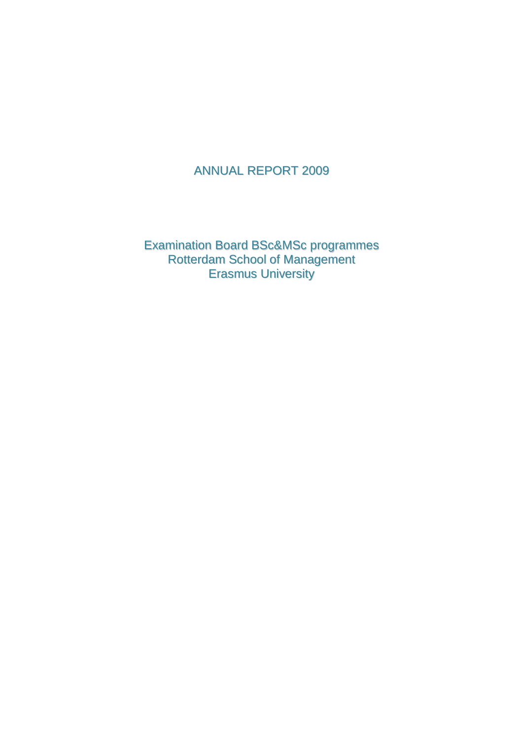# ANNUAL REPORT 2009

Examination Board BSc&MSc programmes
Rotterdam School of Management
Erasmus University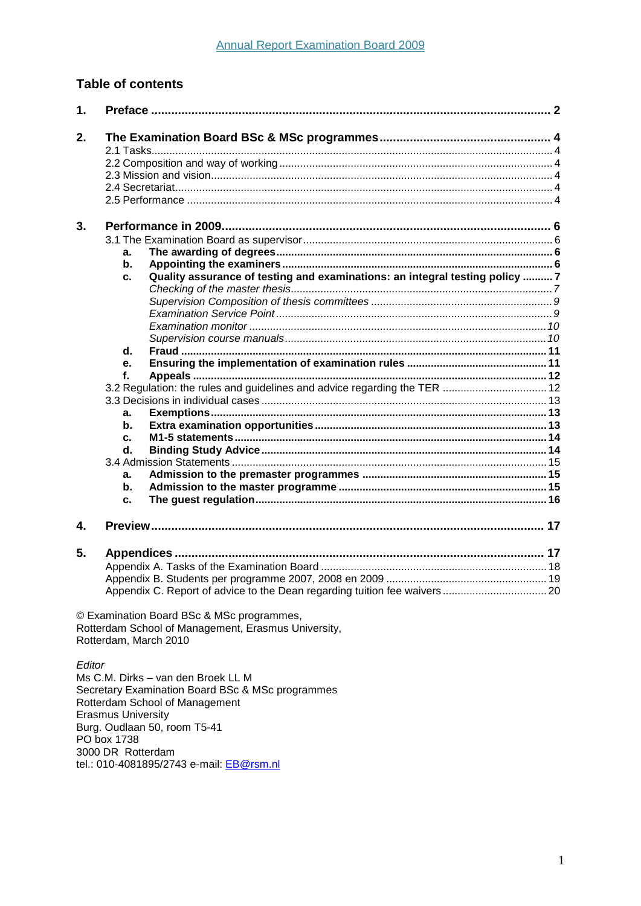## Table of contents

| | | |
|---|---|---|
| **1.** | **Preface** | **2** |
| **2.** | **The Examination Board BSc & MSc programmes** | **4** |
| | 2.1 Tasks | 4 |
| | 2.2 Composition and way of working | 4 |
| | 2.3 Mission and vision | 4 |
| | 2.4 Secretariat | 4 |
| | 2.5 Performance | 4 |
| **3.** | **Performance in 2009** | **6** |
| | 3.1 The Examination Board as supervisor | 6 |
| | **a. The awarding of degrees** | **6** |
| | **b. Appointing the examiners** | **6** |
| | **c. Quality assurance of testing and examinations: an integral testing policy** | **7** |
| | *Checking of the master thesis* | *7* |
| | *Supervision Composition of thesis committees* | *9* |
| | *Examination Service Point* | *9* |
| | *Examination monitor* | *10* |
| | *Supervision course manuals* | *10* |
| | **d. Fraud** | **11** |
| | **e. Ensuring the implementation of examination rules** | **11** |
| | **f. Appeals** | **12** |
| | 3.2 Regulation: the rules and guidelines and advice regarding the TER | 12 |
| | 3.3 Decisions in individual cases | 13 |
| | **a. Exemptions** | **13** |
| | **b. Extra examination opportunities** | **13** |
| | **c. M1-5 statements** | **14** |
| | **d. Binding Study Advice** | **14** |
| | 3.4 Admission Statements | 15 |
| | **a. Admission to the premaster programmes** | **15** |
| | **b. Admission to the master programme** | **15** |
| | **c. The guest regulation** | **16** |
| **4.** | **Preview** | **17** |
| **5.** | **Appendices** | **17** |
| | Appendix A. Tasks of the Examination Board | 18 |
| | Appendix B. Students per programme 2007, 2008 en 2009 | 19 |
| | Appendix C. Report of advice to the Dean regarding tuition fee waivers | 20 |

© Examination Board BSc & MSc programmes,
Rotterdam School of Management, Erasmus University,
Rotterdam, March 2010

*Editor*
Ms C.M. Dirks – van den Broek LL M
Secretary Examination Board BSc & MSc programmes
Rotterdam School of Management
Erasmus University
Burg. Oudlaan 50, room T5-41
PO box 1738
3000 DR Rotterdam
tel.: 010-4081895/2743 e-mail: EB@rsm.nl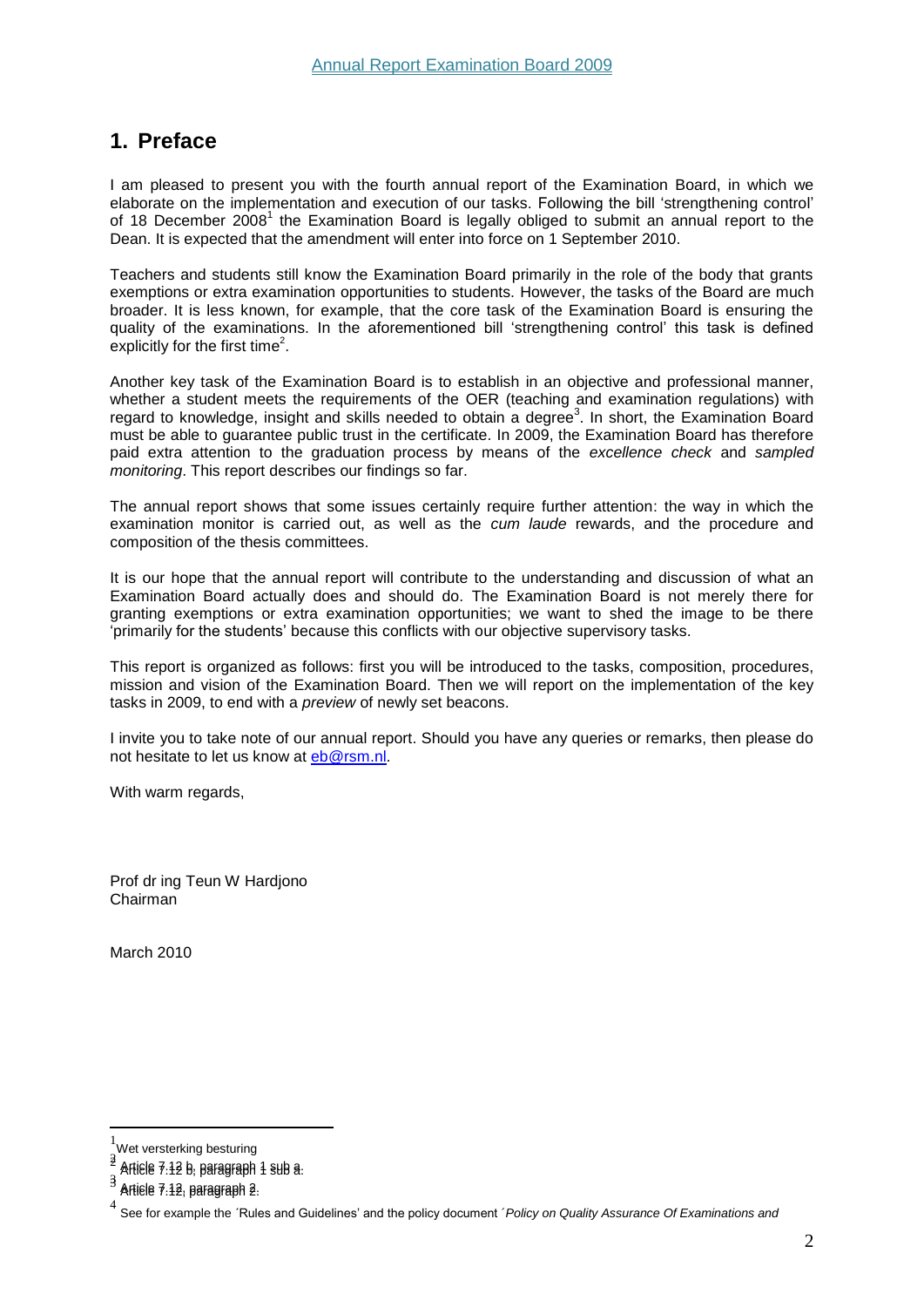## 1. Preface

I am pleased to present you with the fourth annual report of the Examination Board, in which we elaborate on the implementation and execution of our tasks. Following the bill 'strengthening control' of 18 December 2008[1] the Examination Board is legally obliged to submit an annual report to the Dean. It is expected that the amendment will enter into force on 1 September 2010.

Teachers and students still know the Examination Board primarily in the role of the body that grants exemptions or extra examination opportunities to students. However, the tasks of the Board are much broader. It is less known, for example, that the core task of the Examination Board is ensuring the quality of the examinations. In the aforementioned bill 'strengthening control' this task is defined explicitly for the first time[2].

Another key task of the Examination Board is to establish in an objective and professional manner, whether a student meets the requirements of the OER (teaching and examination regulations) with regard to knowledge, insight and skills needed to obtain a degree[3]. In short, the Examination Board must be able to guarantee public trust in the certificate. In 2009, the Examination Board has therefore paid extra attention to the graduation process by means of the *excellence check* and *sampled monitoring*. This report describes our findings so far.

The annual report shows that some issues certainly require further attention: the way in which the examination monitor is carried out, as well as the *cum laude* rewards, and the procedure and composition of the thesis committees.

It is our hope that the annual report will contribute to the understanding and discussion of what an Examination Board actually does and should do. The Examination Board is not merely there for granting exemptions or extra examination opportunities; we want to shed the image to be there 'primarily for the students' because this conflicts with our objective supervisory tasks.

This report is organized as follows: first you will be introduced to the tasks, composition, procedures, mission and vision of the Examination Board. Then we will report on the implementation of the key tasks in 2009, to end with a *preview* of newly set beacons.

I invite you to take note of our annual report. Should you have any queries or remarks, then please do not hesitate to let us know at eb@rsm.nl.

With warm regards,

Prof dr ing Teun W Hardjono
Chairman

March 2010

---

[1] Wet versterking besturing

[2] Article 7.12 b, paragraph 1 sub a.

[3] Article 7.12, paragraph 2.

[4] See for example the ´Rules and Guidelines' and the policy document ´*Policy on Quality Assurance Of Examinations and*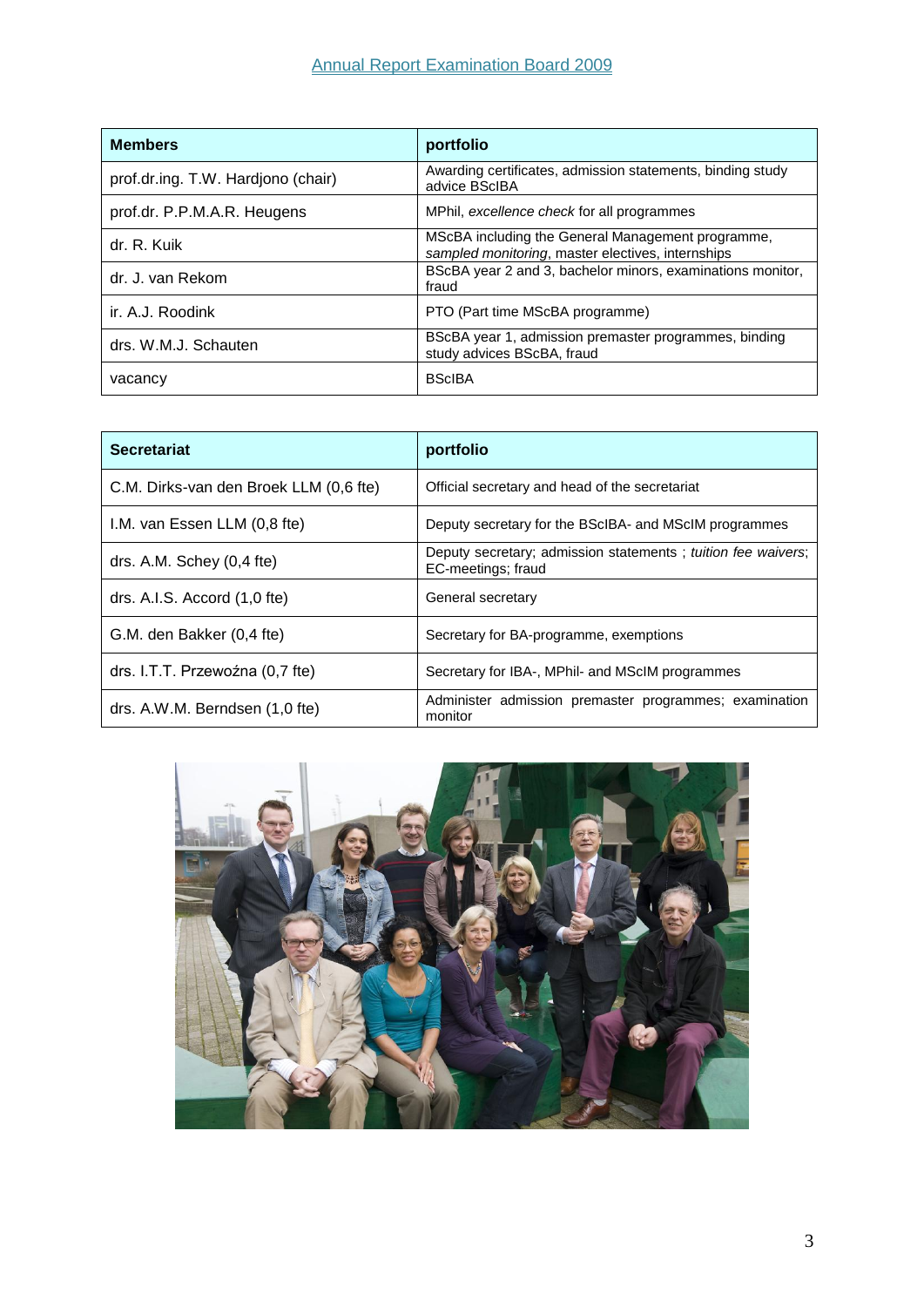| Members | portfolio |
| --- | --- |
| prof.dr.ing. T.W. Hardjono (chair) | Awarding certificates, admission statements, binding study advice BScIBA |
| prof.dr. P.P.M.A.R. Heugens | MPhil, *excellence check* for all programmes |
| dr. R. Kuik | MScBA including the General Management programme, *sampled monitoring*, master electives, internships |
| dr. J. van Rekom | BScBA year 2 and 3, bachelor minors, examinations monitor, fraud |
| ir. A.J. Roodink | PTO (Part time MScBA programme) |
| drs. W.M.J. Schauten | BScBA year 1, admission premaster programmes, binding study advices BScBA, fraud |
| vacancy | BScIBA |

| Secretariat | portfolio |
| --- | --- |
| C.M. Dirks-van den Broek LLM (0,6 fte) | Official secretary and head of the secretariat |
| I.M. van Essen LLM (0,8 fte) | Deputy secretary for the BScIBA- and MScIM programmes |
| drs. A.M. Schey (0,4 fte) | Deputy secretary; admission statements ; *tuition fee waivers*; EC-meetings; fraud |
| drs. A.I.S. Accord (1,0 fte) | General secretary |
| G.M. den Bakker (0,4 fte) | Secretary for BA-programme, exemptions |
| drs. I.T.T. Przewoźna (0,7 fte) | Secretary for IBA-, MPhil- and MScIM programmes |
| drs. A.W.M. Berndsen (1,0 fte) | Administer admission premaster programmes; examination monitor |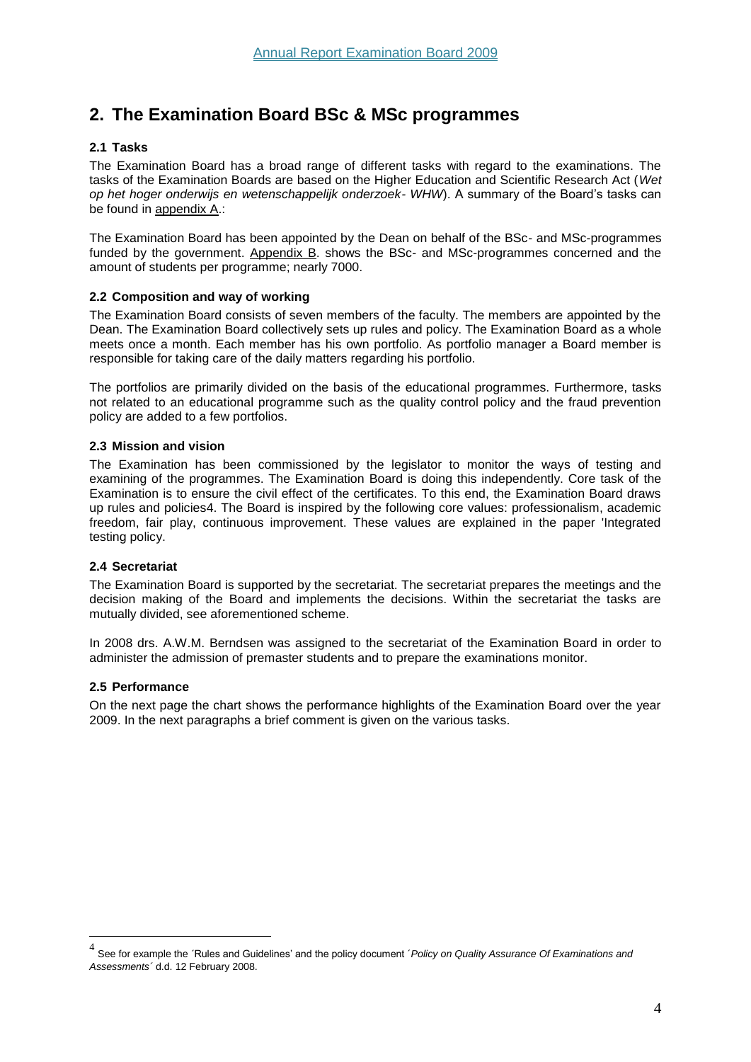## 2. The Examination Board BSc & MSc programmes

### 2.1 Tasks

The Examination Board has a broad range of different tasks with regard to the examinations. The tasks of the Examination Boards are based on the Higher Education and Scientific Research Act (*Wet op het hoger onderwijs en wetenschappelijk onderzoek- WHW*). A summary of the Board's tasks can be found in appendix A.:

The Examination Board has been appointed by the Dean on behalf of the BSc- and MSc-programmes funded by the government. Appendix B. shows the BSc- and MSc-programmes concerned and the amount of students per programme; nearly 7000.

### 2.2 Composition and way of working

The Examination Board consists of seven members of the faculty. The members are appointed by the Dean. The Examination Board collectively sets up rules and policy. The Examination Board as a whole meets once a month. Each member has his own portfolio. As portfolio manager a Board member is responsible for taking care of the daily matters regarding his portfolio.

The portfolios are primarily divided on the basis of the educational programmes. Furthermore, tasks not related to an educational programme such as the quality control policy and the fraud prevention policy are added to a few portfolios.

### 2.3 Mission and vision

The Examination has been commissioned by the legislator to monitor the ways of testing and examining of the programmes. The Examination Board is doing this independently. Core task of the Examination is to ensure the civil effect of the certificates. To this end, the Examination Board draws up rules and policies[4]. The Board is inspired by the following core values: professionalism, academic freedom, fair play, continuous improvement. These values are explained in the paper 'Integrated testing policy.

### 2.4 Secretariat

The Examination Board is supported by the secretariat. The secretariat prepares the meetings and the decision making of the Board and implements the decisions. Within the secretariat the tasks are mutually divided, see aforementioned scheme.

In 2008 drs. A.W.M. Berndsen was assigned to the secretariat of the Examination Board in order to administer the admission of premaster students and to prepare the examinations monitor.

### 2.5 Performance

On the next page the chart shows the performance highlights of the Examination Board over the year 2009. In the next paragraphs a brief comment is given on the various tasks.

---

[4] See for example the ´Rules and Guidelines' and the policy document ´*Policy on Quality Assurance Of Examinations and Assessments*´ d.d. 12 February 2008.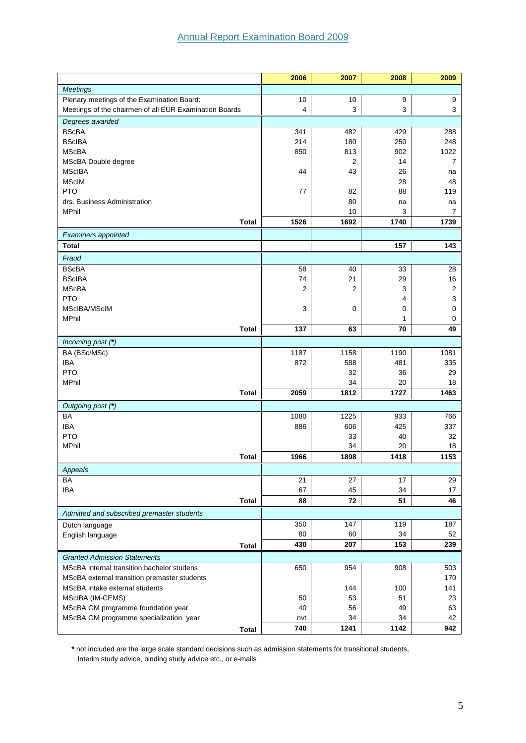# Annual Report Examination Board 2009

| | 2006 | 2007 | 2008 | 2009 |
|---|---|---|---|---|
| *Meetings* | | | | |
| Plenary meetings of the Examination Board: | 10 | 10 | 9 | 9 |
| Meetings of the chairmen of all EUR Examination Boards | 4 | 3 | 3 | 3 |
| *Degrees awarded* | | | | |
| BScBA | 341 | 482 | 429 | 288 |
| BScIBA | 214 | 180 | 250 | 248 |
| MScBA | 850 | 813 | 902 | 1022 |
| MScBA Double degree | | 2 | 14 | 7 |
| MScIBA | 44 | 43 | 26 | na |
| MScIM | | | 28 | 48 |
| PTO | 77 | 82 | 88 | 119 |
| drs. Business Administration | | 80 | na | na |
| MPhil | | 10 | 3 | 7 |
| **Total** | **1526** | **1692** | **1740** | **1739** |
| *Examiners appointed* | | | | |
| **Total** | | | **157** | **143** |
| *Fraud* | | | | |
| BScBA | 58 | 40 | 33 | 28 |
| BScIBA | 74 | 21 | 29 | 16 |
| MScBA | 2 | 2 | 3 | 2 |
| PTO | | | 4 | 3 |
| MScIBA/MScIM | 3 | 0 | 0 | 0 |
| MPhil | | | 1 | 0 |
| **Total** | **137** | **63** | **70** | **49** |
| *Incoming post (*)* | | | | |
| BA (BSc/MSc) | 1187 | 1158 | 1190 | 1081 |
| IBA | 872 | 588 | 481 | 335 |
| PTO | | 32 | 36 | 29 |
| MPhil | | 34 | 20 | 18 |
| **Total** | **2059** | **1812** | **1727** | **1463** |
| *Outgoing post (*)* | | | | |
| BA | 1080 | 1225 | 933 | 766 |
| IBA | 886 | 606 | 425 | 337 |
| PTO | | 33 | 40 | 32 |
| MPhil | | 34 | 20 | 18 |
| **Total** | **1966** | **1898** | **1418** | **1153** |
| *Appeals* | | | | |
| BA | 21 | 27 | 17 | 29 |
| IBA | 67 | 45 | 34 | 17 |
| **Total** | **88** | **72** | **51** | **46** |
| *Admitted and subscribed premaster students* | | | | |
| Dutch language | 350 | 147 | 119 | 187 |
| English language | 80 | 60 | 34 | 52 |
| **Total** | **430** | **207** | **153** | **239** |
| *Granted Admission Statements* | | | | |
| MScBA internal transition bachelor studens | 650 | 954 | 908 | 503 |
| MScBA external transition premaster students | | | | 170 |
| MScBA intake external students | | 144 | 100 | 141 |
| MScIBA (IM-CEMS) | 50 | 53 | 51 | 23 |
| MScBA GM programme foundation year | 40 | 56 | 49 | 63 |
| MScBA GM programme specialization year | nvt | 34 | 34 | 42 |
| **Total** | **740** | **1241** | **1142** | **942** |

**\*** not included are the large scale standard decisions such as admission statements for transitional students, Interim study advice, binding study advice etc., or e-mails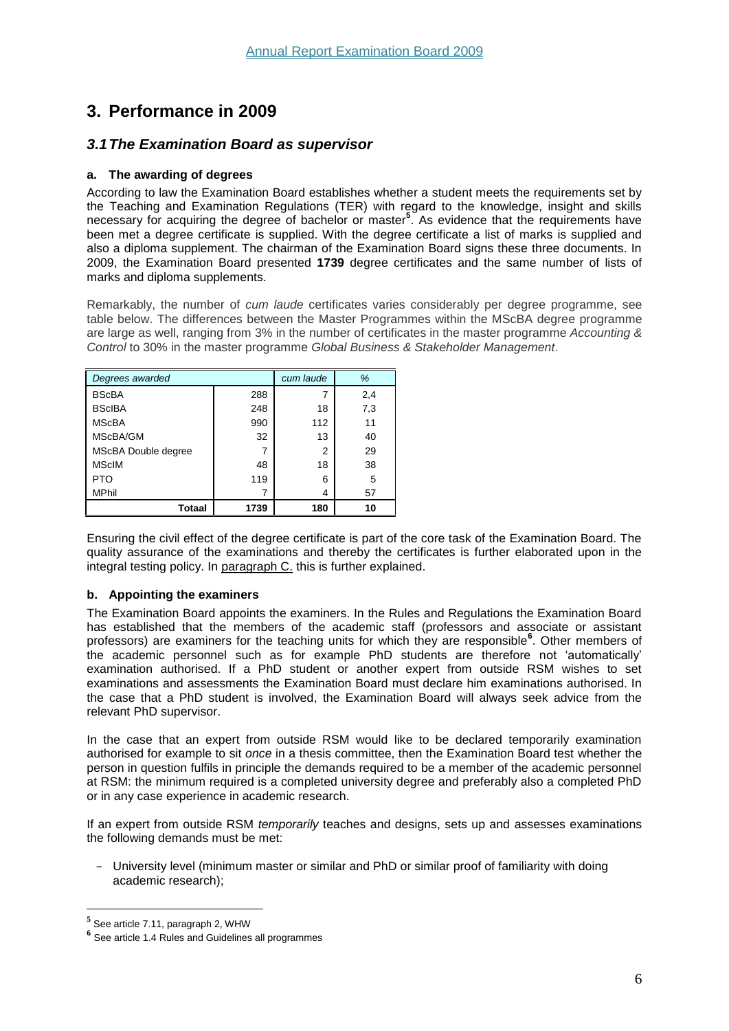# 3. Performance in 2009

## 3.1 The Examination Board as supervisor

### a. The awarding of degrees

According to law the Examination Board establishes whether a student meets the requirements set by the Teaching and Examination Regulations (TER) with regard to the knowledge, insight and skills necessary for acquiring the degree of bachelor or master[5]. As evidence that the requirements have been met a degree certificate is supplied. With the degree certificate a list of marks is supplied and also a diploma supplement. The chairman of the Examination Board signs these three documents. In 2009, the Examination Board presented **1739** degree certificates and the same number of lists of marks and diploma supplements.

Remarkably, the number of *cum laude* certificates varies considerably per degree programme, see table below. The differences between the Master Programmes within the MScBA degree programme are large as well, ranging from 3% in the number of certificates in the master programme *Accounting & Control* to 30% in the master programme *Global Business & Stakeholder Management*.

| *Degrees awarded* | | *cum laude* | *%* |
|---|---|---|---|
| BScBA | 288 | 7 | 2,4 |
| BScIBA | 248 | 18 | 7,3 |
| MScBA | 990 | 112 | 11 |
| MScBA/GM | 32 | 13 | 40 |
| MScBA Double degree | 7 | 2 | 29 |
| MScIM | 48 | 18 | 38 |
| PTO | 119 | 6 | 5 |
| MPhil | 7 | 4 | 57 |
| **Totaal** | **1739** | **180** | **10** |

Ensuring the civil effect of the degree certificate is part of the core task of the Examination Board. The quality assurance of the examinations and thereby the certificates is further elaborated upon in the integral testing policy. In paragraph C. this is further explained.

### b. Appointing the examiners

The Examination Board appoints the examiners. In the Rules and Regulations the Examination Board has established that the members of the academic staff (professors and associate or assistant professors) are examiners for the teaching units for which they are responsible[6]. Other members of the academic personnel such as for example PhD students are therefore not 'automatically' examination authorised. If a PhD student or another expert from outside RSM wishes to set examinations and assessments the Examination Board must declare him examinations authorised. In the case that a PhD student is involved, the Examination Board will always seek advice from the relevant PhD supervisor.

In the case that an expert from outside RSM would like to be declared temporarily examination authorised for example to sit *once* in a thesis committee, then the Examination Board test whether the person in question fulfils in principle the demands required to be a member of the academic personnel at RSM: the minimum required is a completed university degree and preferably also a completed PhD or in any case experience in academic research.

If an expert from outside RSM *temporarily* teaches and designs, sets up and assesses examinations the following demands must be met:

- University level (minimum master or similar and PhD or similar proof of familiarity with doing academic research);

---

[5] See article 7.11, paragraph 2, WHW

[6] See article 1.4 Rules and Guidelines all programmes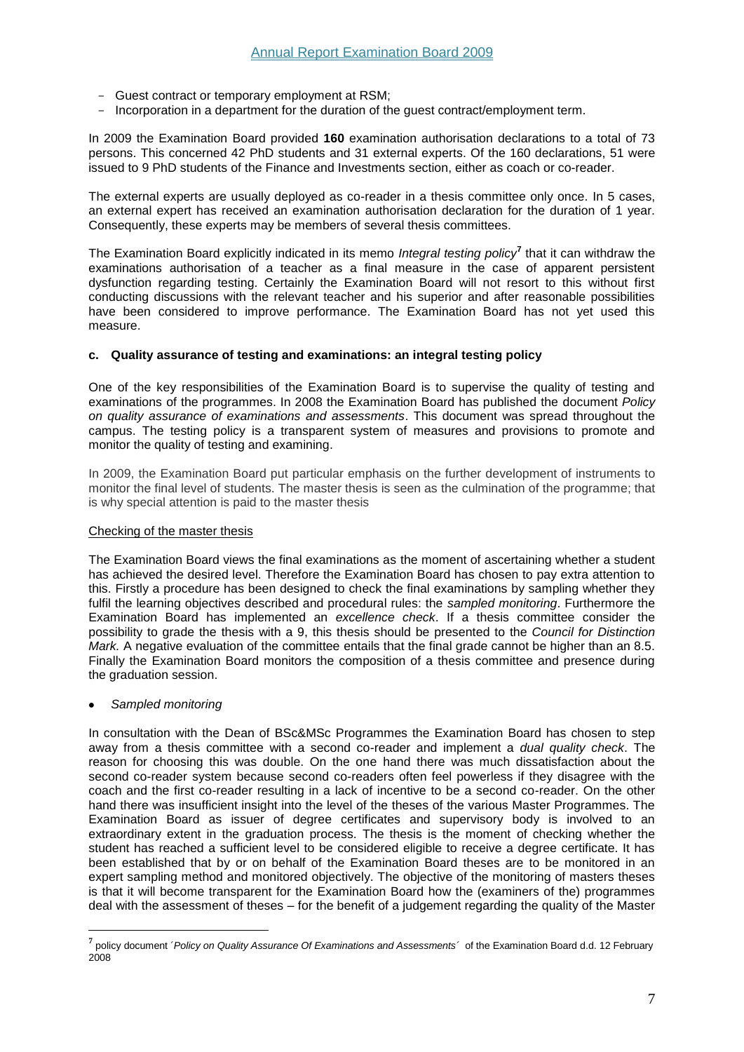- Guest contract or temporary employment at RSM;
- Incorporation in a department for the duration of the guest contract/employment term.

In 2009 the Examination Board provided **160** examination authorisation declarations to a total of 73 persons. This concerned 42 PhD students and 31 external experts. Of the 160 declarations, 51 were issued to 9 PhD students of the Finance and Investments section, either as coach or co-reader.

The external experts are usually deployed as co-reader in a thesis committee only once. In 5 cases, an external expert has received an examination authorisation declaration for the duration of 1 year. Consequently, these experts may be members of several thesis committees.

The Examination Board explicitly indicated in its memo *Integral testing policy*[7] that it can withdraw the examinations authorisation of a teacher as a final measure in the case of apparent persistent dysfunction regarding testing. Certainly the Examination Board will not resort to this without first conducting discussions with the relevant teacher and his superior and after reasonable possibilities have been considered to improve performance. The Examination Board has not yet used this measure.

#### c. Quality assurance of testing and examinations: an integral testing policy

One of the key responsibilities of the Examination Board is to supervise the quality of testing and examinations of the programmes. In 2008 the Examination Board has published the document *Policy on quality assurance of examinations and assessments*. This document was spread throughout the campus. The testing policy is a transparent system of measures and provisions to promote and monitor the quality of testing and examining.

In 2009, the Examination Board put particular emphasis on the further development of instruments to monitor the final level of students. The master thesis is seen as the culmination of the programme; that is why special attention is paid to the master thesis

Checking of the master thesis

The Examination Board views the final examinations as the moment of ascertaining whether a student has achieved the desired level. Therefore the Examination Board has chosen to pay extra attention to this. Firstly a procedure has been designed to check the final examinations by sampling whether they fulfil the learning objectives described and procedural rules: the *sampled monitoring*. Furthermore the Examination Board has implemented an *excellence check*. If a thesis committee consider the possibility to grade the thesis with a 9, this thesis should be presented to the *Council for Distinction Mark.* A negative evaluation of the committee entails that the final grade cannot be higher than an 8.5. Finally the Examination Board monitors the composition of a thesis committee and presence during the graduation session.

- *Sampled monitoring*

In consultation with the Dean of BSc&MSc Programmes the Examination Board has chosen to step away from a thesis committee with a second co-reader and implement a *dual quality check*. The reason for choosing this was double. On the one hand there was much dissatisfaction about the second co-reader system because second co-readers often feel powerless if they disagree with the coach and the first co-reader resulting in a lack of incentive to be a second co-reader. On the other hand there was insufficient insight into the level of the theses of the various Master Programmes. The Examination Board as issuer of degree certificates and supervisory body is involved to an extraordinary extent in the graduation process. The thesis is the moment of checking whether the student has reached a sufficient level to be considered eligible to receive a degree certificate. It has been established that by or on behalf of the Examination Board theses are to be monitored in an expert sampling method and monitored objectively. The objective of the monitoring of masters theses is that it will become transparent for the Examination Board how the (examiners of the) programmes deal with the assessment of theses – for the benefit of a judgement regarding the quality of the Master

[7] policy document ´*Policy on Quality Assurance Of Examinations and Assessments*´ of the Examination Board d.d. 12 February 2008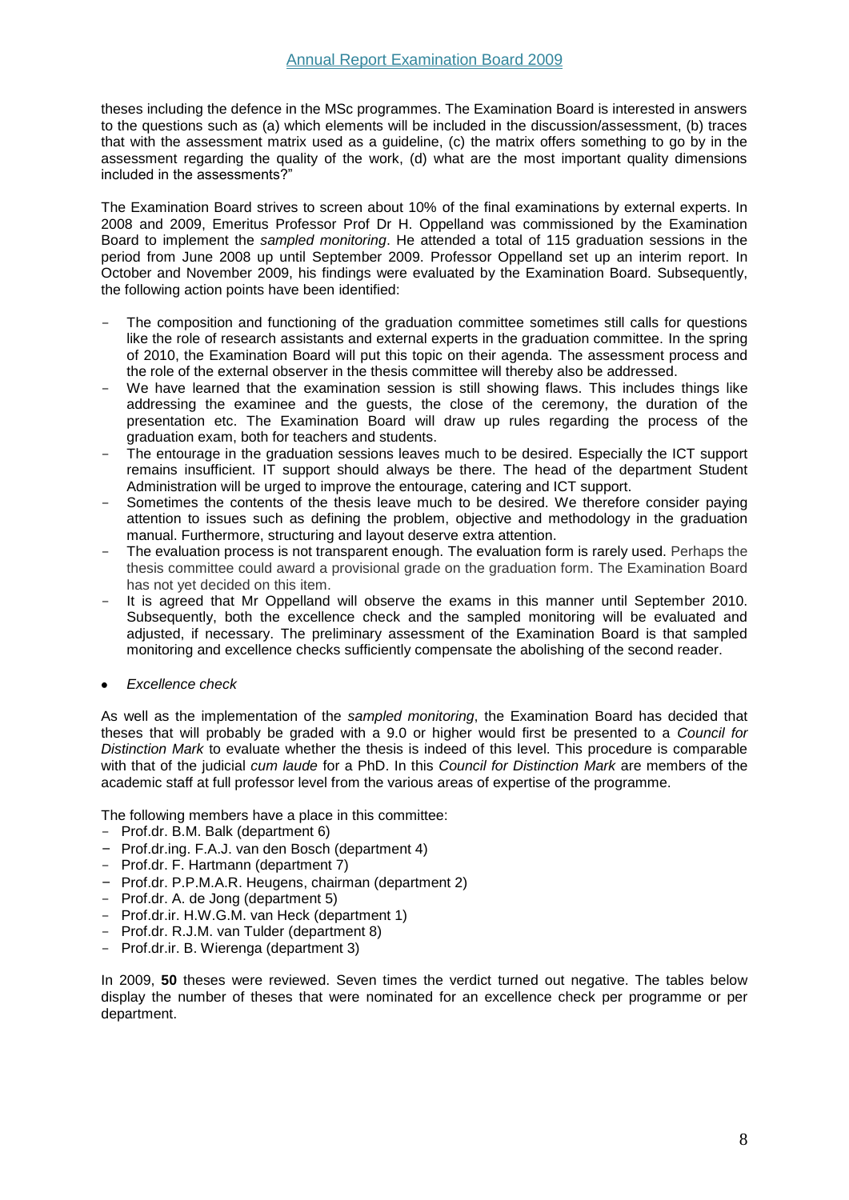theses including the defence in the MSc programmes. The Examination Board is interested in answers to the questions such as (a) which elements will be included in the discussion/assessment, (b) traces that with the assessment matrix used as a guideline, (c) the matrix offers something to go by in the assessment regarding the quality of the work, (d) what are the most important quality dimensions included in the assessments?"

The Examination Board strives to screen about 10% of the final examinations by external experts. In 2008 and 2009, Emeritus Professor Prof Dr H. Oppelland was commissioned by the Examination Board to implement the *sampled monitoring*. He attended a total of 115 graduation sessions in the period from June 2008 up until September 2009. Professor Oppelland set up an interim report. In October and November 2009, his findings were evaluated by the Examination Board. Subsequently, the following action points have been identified:

- The composition and functioning of the graduation committee sometimes still calls for questions like the role of research assistants and external experts in the graduation committee. In the spring of 2010, the Examination Board will put this topic on their agenda. The assessment process and the role of the external observer in the thesis committee will thereby also be addressed.
- We have learned that the examination session is still showing flaws. This includes things like addressing the examinee and the guests, the close of the ceremony, the duration of the presentation etc. The Examination Board will draw up rules regarding the process of the graduation exam, both for teachers and students.
- The entourage in the graduation sessions leaves much to be desired. Especially the ICT support remains insufficient. IT support should always be there. The head of the department Student Administration will be urged to improve the entourage, catering and ICT support.
- Sometimes the contents of the thesis leave much to be desired. We therefore consider paying attention to issues such as defining the problem, objective and methodology in the graduation manual. Furthermore, structuring and layout deserve extra attention.
- The evaluation process is not transparent enough. The evaluation form is rarely used. Perhaps the thesis committee could award a provisional grade on the graduation form. The Examination Board has not yet decided on this item.
- It is agreed that Mr Oppelland will observe the exams in this manner until September 2010. Subsequently, both the excellence check and the sampled monitoring will be evaluated and adjusted, if necessary. The preliminary assessment of the Examination Board is that sampled monitoring and excellence checks sufficiently compensate the abolishing of the second reader.

- *Excellence check*

As well as the implementation of the *sampled monitoring*, the Examination Board has decided that theses that will probably be graded with a 9.0 or higher would first be presented to a *Council for Distinction Mark* to evaluate whether the thesis is indeed of this level. This procedure is comparable with that of the judicial *cum laude* for a PhD. In this *Council for Distinction Mark* are members of the academic staff at full professor level from the various areas of expertise of the programme.

The following members have a place in this committee:

- Prof.dr. B.M. Balk (department 6)
- Prof.dr.ing. F.A.J. van den Bosch (department 4)
- Prof.dr. F. Hartmann (department 7)
- Prof.dr. P.P.M.A.R. Heugens, chairman (department 2)
- Prof.dr. A. de Jong (department 5)
- Prof.dr.ir. H.W.G.M. van Heck (department 1)
- Prof.dr. R.J.M. van Tulder (department 8)
- Prof.dr.ir. B. Wierenga (department 3)

In 2009, **50** theses were reviewed. Seven times the verdict turned out negative. The tables below display the number of theses that were nominated for an excellence check per programme or per department.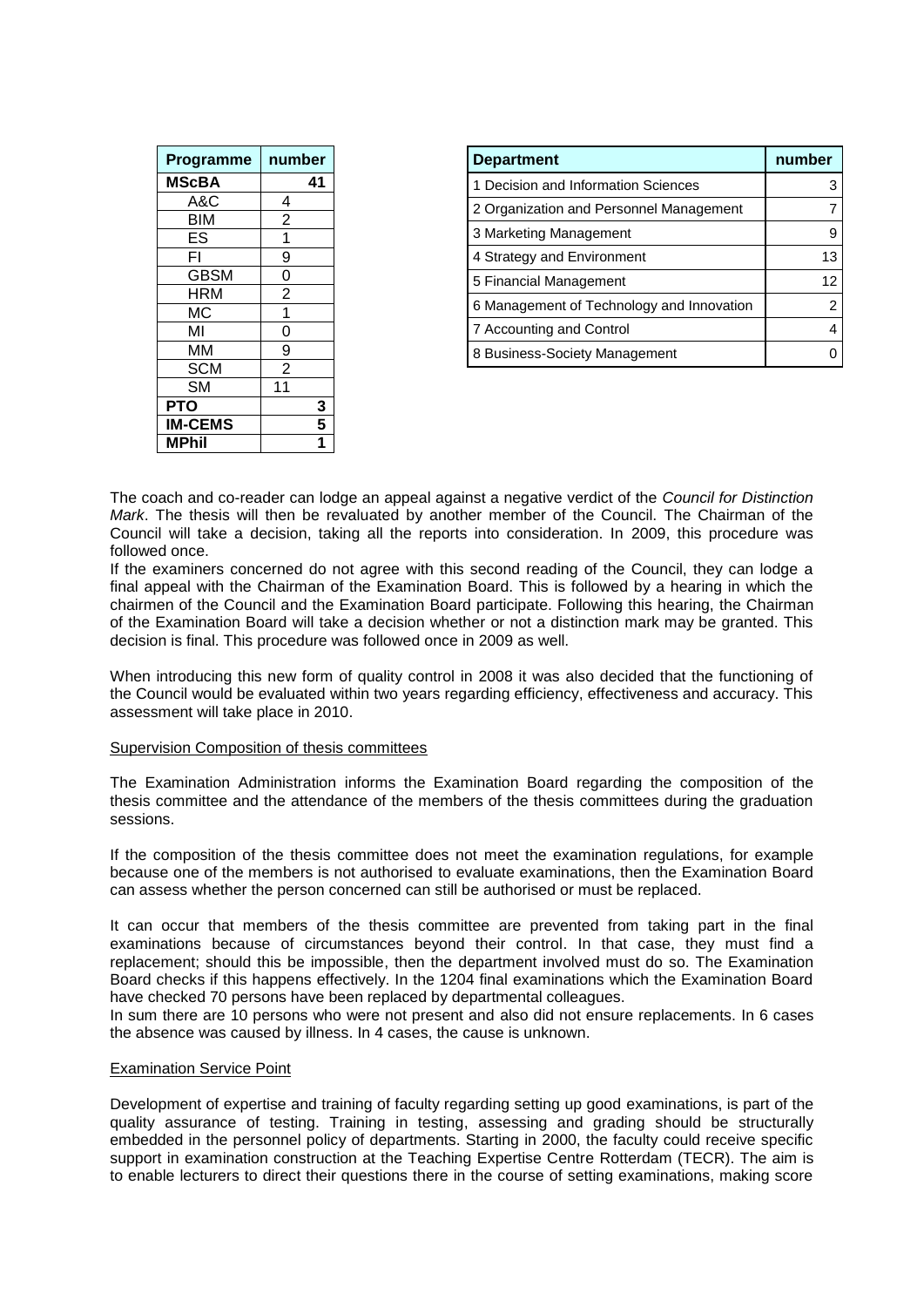| Programme | number |
|---|---|
| **MScBA** | **41** |
| A&C | 4 |
| BIM | 2 |
| ES | 1 |
| FI | 9 |
| GBSM | 0 |
| HRM | 2 |
| MC | 1 |
| MI | 0 |
| MM | 9 |
| SCM | 2 |
| SM | 11 |
| **PTO** | **3** |
| **IM-CEMS** | **5** |
| **MPhil** | **1** |

| Department | number |
|---|---|
| 1 Decision and Information Sciences | 3 |
| 2 Organization and Personnel Management | 7 |
| 3 Marketing Management | 9 |
| 4 Strategy and Environment | 13 |
| 5 Financial Management | 12 |
| 6 Management of Technology and Innovation | 2 |
| 7 Accounting and Control | 4 |
| 8 Business-Society Management | 0 |

The coach and co-reader can lodge an appeal against a negative verdict of the *Council for Distinction Mark*. The thesis will then be revaluated by another member of the Council. The Chairman of the Council will take a decision, taking all the reports into consideration. In 2009, this procedure was followed once.

If the examiners concerned do not agree with this second reading of the Council, they can lodge a final appeal with the Chairman of the Examination Board. This is followed by a hearing in which the chairmen of the Council and the Examination Board participate. Following this hearing, the Chairman of the Examination Board will take a decision whether or not a distinction mark may be granted. This decision is final. This procedure was followed once in 2009 as well.

When introducing this new form of quality control in 2008 it was also decided that the functioning of the Council would be evaluated within two years regarding efficiency, effectiveness and accuracy. This assessment will take place in 2010.

<u>Supervision Composition of thesis committees</u>

The Examination Administration informs the Examination Board regarding the composition of the thesis committee and the attendance of the members of the thesis committees during the graduation sessions.

If the composition of the thesis committee does not meet the examination regulations, for example because one of the members is not authorised to evaluate examinations, then the Examination Board can assess whether the person concerned can still be authorised or must be replaced.

It can occur that members of the thesis committee are prevented from taking part in the final examinations because of circumstances beyond their control. In that case, they must find a replacement; should this be impossible, then the department involved must do so. The Examination Board checks if this happens effectively. In the 1204 final examinations which the Examination Board have checked 70 persons have been replaced by departmental colleagues.

In sum there are 10 persons who were not present and also did not ensure replacements. In 6 cases the absence was caused by illness. In 4 cases, the cause is unknown.

<u>Examination Service Point</u>

Development of expertise and training of faculty regarding setting up good examinations, is part of the quality assurance of testing. Training in testing, assessing and grading should be structurally embedded in the personnel policy of departments. Starting in 2000, the faculty could receive specific support in examination construction at the Teaching Expertise Centre Rotterdam (TECR). The aim is to enable lecturers to direct their questions there in the course of setting examinations, making score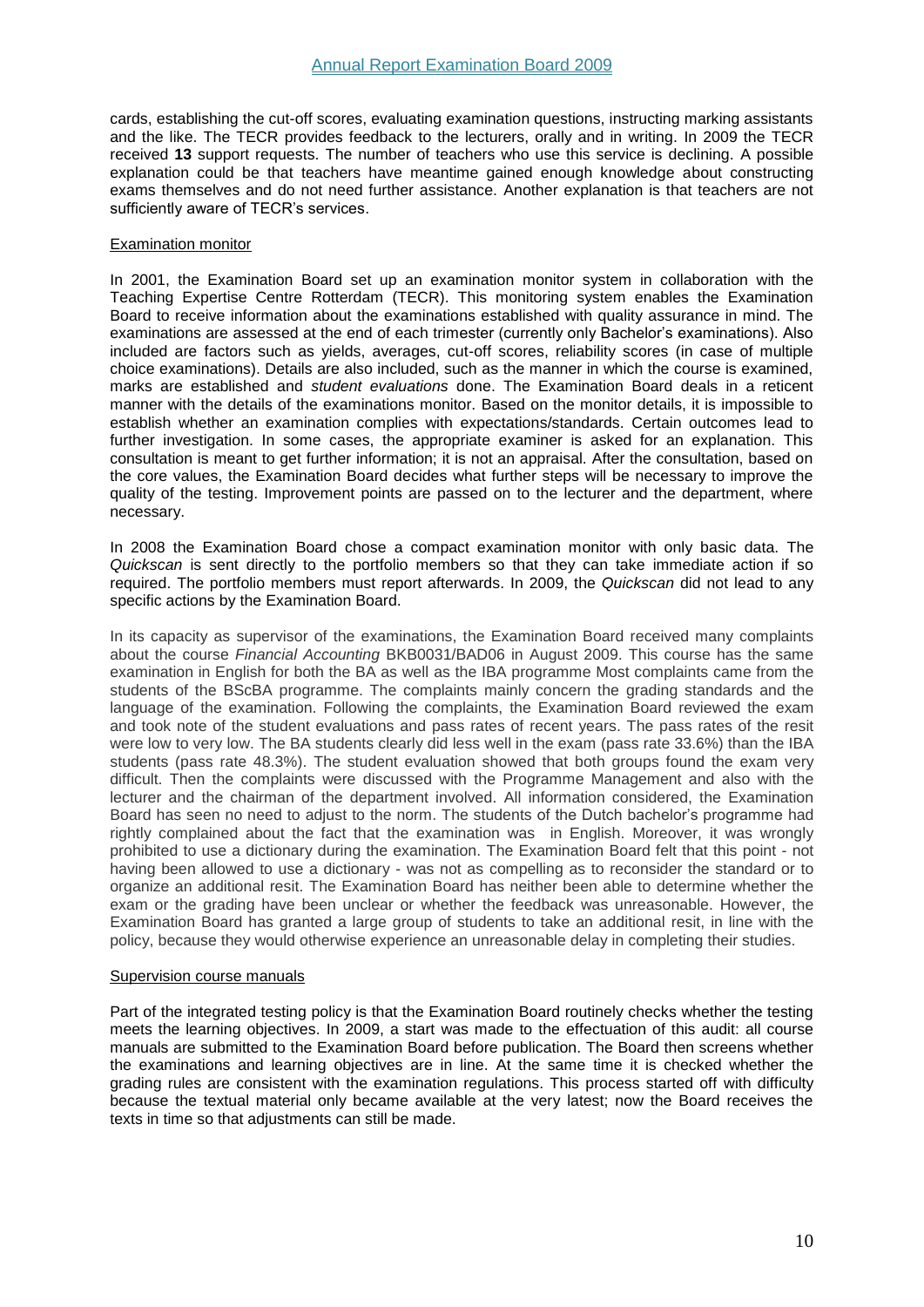cards, establishing the cut-off scores, evaluating examination questions, instructing marking assistants and the like. The TECR provides feedback to the lecturers, orally and in writing. In 2009 the TECR received **13** support requests. The number of teachers who use this service is declining. A possible explanation could be that teachers have meantime gained enough knowledge about constructing exams themselves and do not need further assistance. Another explanation is that teachers are not sufficiently aware of TECR's services.

Examination monitor

In 2001, the Examination Board set up an examination monitor system in collaboration with the Teaching Expertise Centre Rotterdam (TECR). This monitoring system enables the Examination Board to receive information about the examinations established with quality assurance in mind. The examinations are assessed at the end of each trimester (currently only Bachelor's examinations). Also included are factors such as yields, averages, cut-off scores, reliability scores (in case of multiple choice examinations). Details are also included, such as the manner in which the course is examined, marks are established and *student evaluations* done. The Examination Board deals in a reticent manner with the details of the examinations monitor. Based on the monitor details, it is impossible to establish whether an examination complies with expectations/standards. Certain outcomes lead to further investigation. In some cases, the appropriate examiner is asked for an explanation. This consultation is meant to get further information; it is not an appraisal. After the consultation, based on the core values, the Examination Board decides what further steps will be necessary to improve the quality of the testing. Improvement points are passed on to the lecturer and the department, where necessary.

In 2008 the Examination Board chose a compact examination monitor with only basic data. The *Quickscan* is sent directly to the portfolio members so that they can take immediate action if so required. The portfolio members must report afterwards. In 2009, the *Quickscan* did not lead to any specific actions by the Examination Board.

In its capacity as supervisor of the examinations, the Examination Board received many complaints about the course *Financial Accounting* BKB0031/BAD06 in August 2009. This course has the same examination in English for both the BA as well as the IBA programme Most complaints came from the students of the BScBA programme. The complaints mainly concern the grading standards and the language of the examination. Following the complaints, the Examination Board reviewed the exam and took note of the student evaluations and pass rates of recent years. The pass rates of the resit were low to very low. The BA students clearly did less well in the exam (pass rate 33.6%) than the IBA students (pass rate 48.3%). The student evaluation showed that both groups found the exam very difficult. Then the complaints were discussed with the Programme Management and also with the lecturer and the chairman of the department involved. All information considered, the Examination Board has seen no need to adjust to the norm. The students of the Dutch bachelor's programme had rightly complained about the fact that the examination was in English. Moreover, it was wrongly prohibited to use a dictionary during the examination. The Examination Board felt that this point - not having been allowed to use a dictionary - was not as compelling as to reconsider the standard or to organize an additional resit. The Examination Board has neither been able to determine whether the exam or the grading have been unclear or whether the feedback was unreasonable. However, the Examination Board has granted a large group of students to take an additional resit, in line with the policy, because they would otherwise experience an unreasonable delay in completing their studies.

Supervision course manuals

Part of the integrated testing policy is that the Examination Board routinely checks whether the testing meets the learning objectives. In 2009, a start was made to the effectuation of this audit: all course manuals are submitted to the Examination Board before publication. The Board then screens whether the examinations and learning objectives are in line. At the same time it is checked whether the grading rules are consistent with the examination regulations. This process started off with difficulty because the textual material only became available at the very latest; now the Board receives the texts in time so that adjustments can still be made.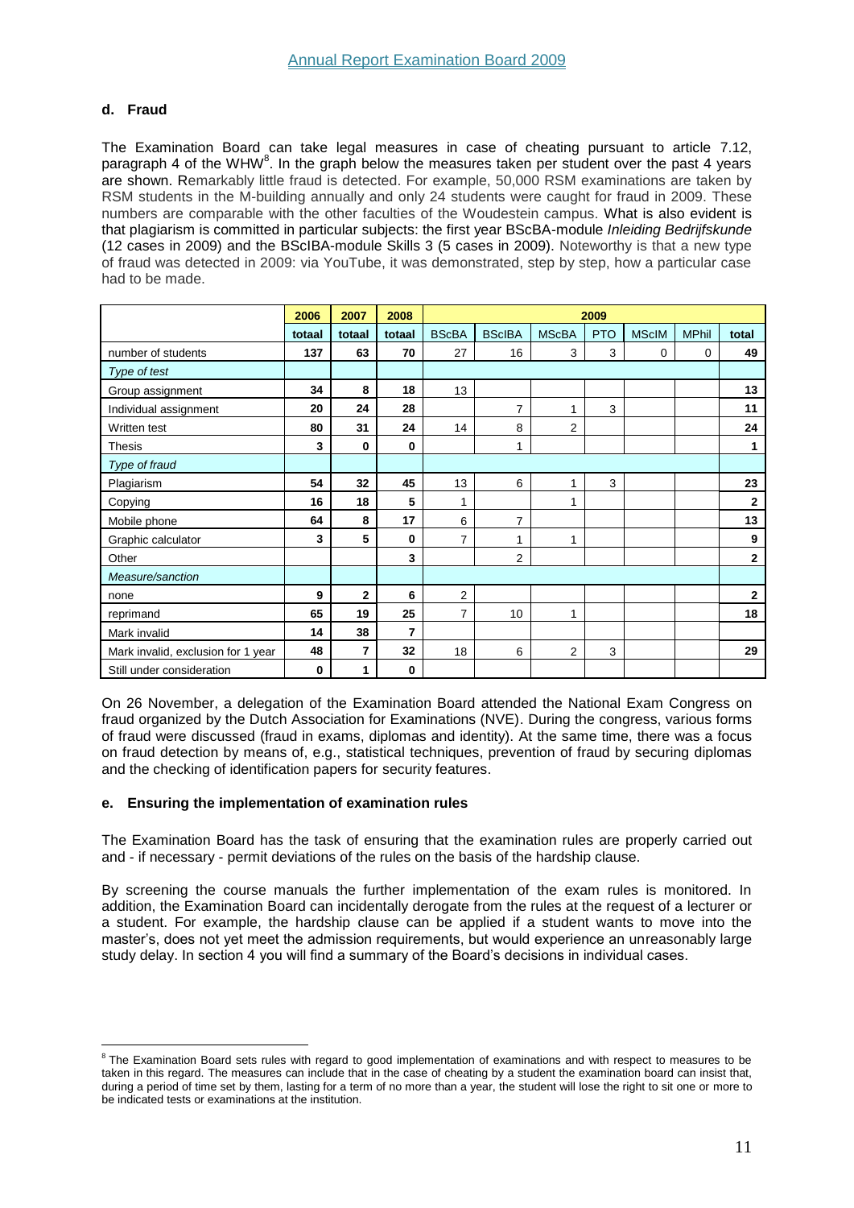### d. Fraud

The Examination Board can take legal measures in case of cheating pursuant to article 7.12, paragraph 4 of the WHW[8]. In the graph below the measures taken per student over the past 4 years are shown. Remarkably little fraud is detected. For example, 50,000 RSM examinations are taken by RSM students in the M-building annually and only 24 students were caught for fraud in 2009. These numbers are comparable with the other faculties of the Woudestein campus. What is also evident is that plagiarism is committed in particular subjects: the first year BScBA-module *Inleiding Bedrijfskunde* (12 cases in 2009) and the BScIBA-module Skills 3 (5 cases in 2009). Noteworthy is that a new type of fraud was detected in 2009: via YouTube, it was demonstrated, step by step, how a particular case had to be made.

| | 2006 | 2007 | 2008 | 2009 | | | | | | |
|---|---|---|---|---|---|---|---|---|---|---|
| | **totaal** | **totaal** | **totaal** | **BScBA** | **BScIBA** | **MScBA** | **PTO** | **MScIM** | **MPhil** | **total** |
| number of students | **137** | **63** | **70** | 27 | 16 | 3 | 3 | 0 | 0 | **49** |
| *Type of test* | | | | | | | | | | |
| Group assignment | **34** | **8** | **18** | 13 | | | | | | **13** |
| Individual assignment | **20** | **24** | **28** | | 7 | 1 | 3 | | | **11** |
| Written test | **80** | **31** | **24** | 14 | 8 | 2 | | | | **24** |
| Thesis | **3** | **0** | **0** | | 1 | | | | | **1** |
| *Type of fraud* | | | | | | | | | | |
| Plagiarism | **54** | **32** | **45** | 13 | 6 | 1 | 3 | | | **23** |
| Copying | **16** | **18** | **5** | 1 | | 1 | | | | **2** |
| Mobile phone | **64** | **8** | **17** | 6 | 7 | | | | | **13** |
| Graphic calculator | **3** | **5** | **0** | 7 | 1 | 1 | | | | **9** |
| Other | | | **3** | | 2 | | | | | **2** |
| *Measure/sanction* | | | | | | | | | | |
| none | **9** | **2** | **6** | 2 | | | | | | **2** |
| reprimand | **65** | **19** | **25** | 7 | 10 | 1 | | | | **18** |
| Mark invalid | **14** | **38** | **7** | | | | | | | |
| Mark invalid, exclusion for 1 year | **48** | **7** | **32** | 18 | 6 | 2 | 3 | | | **29** |
| Still under consideration | **0** | **1** | **0** | | | | | | | |

On 26 November, a delegation of the Examination Board attended the National Exam Congress on fraud organized by the Dutch Association for Examinations (NVE). During the congress, various forms of fraud were discussed (fraud in exams, diplomas and identity). At the same time, there was a focus on fraud detection by means of, e.g., statistical techniques, prevention of fraud by securing diplomas and the checking of identification papers for security features.

### e. Ensuring the implementation of examination rules

The Examination Board has the task of ensuring that the examination rules are properly carried out and - if necessary - permit deviations of the rules on the basis of the hardship clause.

By screening the course manuals the further implementation of the exam rules is monitored. In addition, the Examination Board can incidentally derogate from the rules at the request of a lecturer or a student. For example, the hardship clause can be applied if a student wants to move into the master's, does not yet meet the admission requirements, but would experience an unreasonably large study delay. In section 4 you will find a summary of the Board's decisions in individual cases.

---

[8] The Examination Board sets rules with regard to good implementation of examinations and with respect to measures to be taken in this regard. The measures can include that in the case of cheating by a student the examination board can insist that, during a period of time set by them, lasting for a term of no more than a year, the student will lose the right to sit one or more to be indicated tests or examinations at the institution.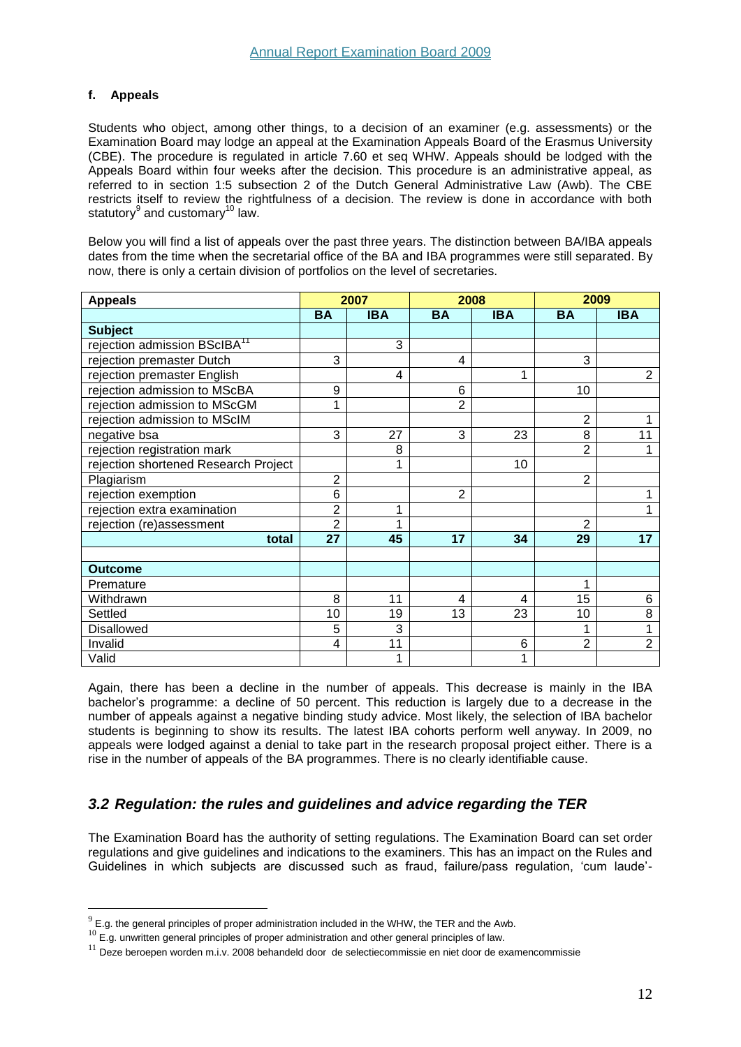#### f. Appeals

Students who object, among other things, to a decision of an examiner (e.g. assessments) or the Examination Board may lodge an appeal at the Examination Appeals Board of the Erasmus University (CBE). The procedure is regulated in article 7.60 et seq WHW. Appeals should be lodged with the Appeals Board within four weeks after the decision. This procedure is an administrative appeal, as referred to in section 1:5 subsection 2 of the Dutch General Administrative Law (Awb). The CBE restricts itself to review the rightfulness of a decision. The review is done in accordance with both statutory[9] and customary[10] law.

Below you will find a list of appeals over the past three years. The distinction between BA/IBA appeals dates from the time when the secretarial office of the BA and IBA programmes were still separated. By now, there is only a certain division of portfolios on the level of secretaries.

| Appeals | 2007 | | 2008 | | 2009 | |
|---|---|---|---|---|---|---|
| | BA | IBA | BA | IBA | BA | IBA |
| **Subject** | | | | | | |
| rejection admission BScIBA[11] | | 3 | | | | |
| rejection premaster Dutch | 3 | | 4 | | 3 | |
| rejection premaster English | | 4 | | 1 | | 2 |
| rejection admission to MScBA | 9 | | 6 | | 10 | |
| rejection admission to MScGM | 1 | | 2 | | | |
| rejection admission to MScIM | | | | | 2 | 1 |
| negative bsa | 3 | 27 | 3 | 23 | 8 | 11 |
| rejection registration mark | | 8 | | | 2 | 1 |
| rejection shortened Research Project | | 1 | | 10 | | |
| Plagiarism | 2 | | | | 2 | |
| rejection exemption | 6 | | 2 | | | 1 |
| rejection extra examination | 2 | 1 | | | | 1 |
| rejection (re)assessment | 2 | 1 | | | 2 | |
| **total** | **27** | **45** | **17** | **34** | **29** | **17** |
| | | | | | | |
| **Outcome** | | | | | | |
| Premature | | | | | 1 | |
| Withdrawn | 8 | 11 | 4 | 4 | 15 | 6 |
| Settled | 10 | 19 | 13 | 23 | 10 | 8 |
| Disallowed | 5 | 3 | | | 1 | 1 |
| Invalid | 4 | 11 | | 6 | 2 | 2 |
| Valid | | 1 | | 1 | | |

Again, there has been a decline in the number of appeals. This decrease is mainly in the IBA bachelor's programme: a decline of 50 percent. This reduction is largely due to a decrease in the number of appeals against a negative binding study advice. Most likely, the selection of IBA bachelor students is beginning to show its results. The latest IBA cohorts perform well anyway. In 2009, no appeals were lodged against a denial to take part in the research proposal project either. There is a rise in the number of appeals of the BA programmes. There is no clearly identifiable cause.

## *3.2 Regulation: the rules and guidelines and advice regarding the TER*

The Examination Board has the authority of setting regulations. The Examination Board can set order regulations and give guidelines and indications to the examiners. This has an impact on the Rules and Guidelines in which subjects are discussed such as fraud, failure/pass regulation, 'cum laude'-

---

[9] E.g. the general principles of proper administration included in the WHW, the TER and the Awb.

[10] E.g. unwritten general principles of proper administration and other general principles of law.

[11] Deze beroepen worden m.i.v. 2008 behandeld door de selectiecommissie en niet door de examencommissie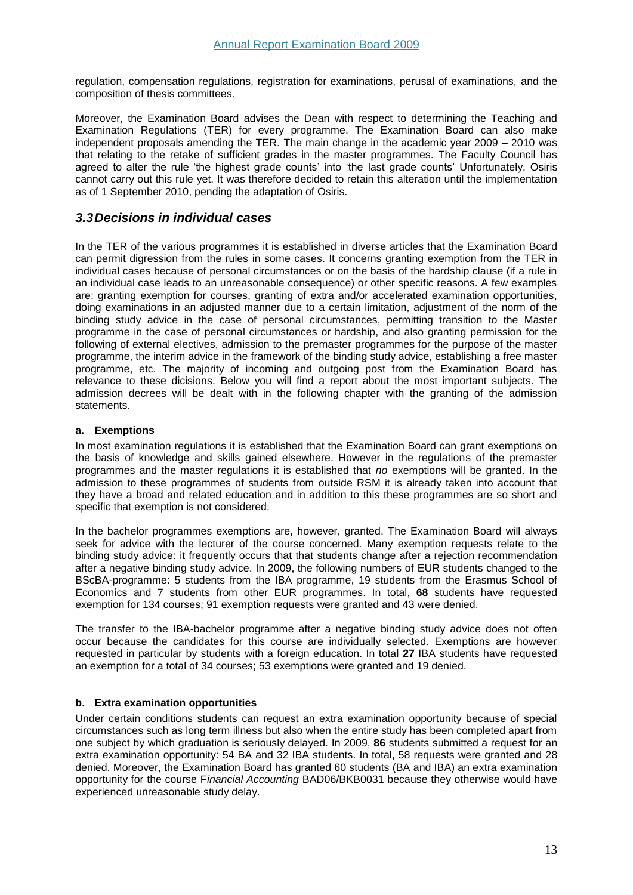regulation, compensation regulations, registration for examinations, perusal of examinations, and the composition of thesis committees.

Moreover, the Examination Board advises the Dean with respect to determining the Teaching and Examination Regulations (TER) for every programme. The Examination Board can also make independent proposals amending the TER. The main change in the academic year 2009 – 2010 was that relating to the retake of sufficient grades in the master programmes. The Faculty Council has agreed to alter the rule 'the highest grade counts' into 'the last grade counts' Unfortunately, Osiris cannot carry out this rule yet. It was therefore decided to retain this alteration until the implementation as of 1 September 2010, pending the adaptation of Osiris.

## *3.3 Decisions in individual cases*

In the TER of the various programmes it is established in diverse articles that the Examination Board can permit digression from the rules in some cases. It concerns granting exemption from the TER in individual cases because of personal circumstances or on the basis of the hardship clause (if a rule in an individual case leads to an unreasonable consequence) or other specific reasons. A few examples are: granting exemption for courses, granting of extra and/or accelerated examination opportunities, doing examinations in an adjusted manner due to a certain limitation, adjustment of the norm of the binding study advice in the case of personal circumstances, permitting transition to the Master programme in the case of personal circumstances or hardship, and also granting permission for the following of external electives, admission to the premaster programmes for the purpose of the master programme, the interim advice in the framework of the binding study advice, establishing a free master programme, etc. The majority of incoming and outgoing post from the Examination Board has relevance to these dicisions. Below you will find a report about the most important subjects. The admission decrees will be dealt with in the following chapter with the granting of the admission statements.

### a. Exemptions

In most examination regulations it is established that the Examination Board can grant exemptions on the basis of knowledge and skills gained elsewhere. However in the regulations of the premaster programmes and the master regulations it is established that *no* exemptions will be granted. In the admission to these programmes of students from outside RSM it is already taken into account that they have a broad and related education and in addition to this these programmes are so short and specific that exemption is not considered.

In the bachelor programmes exemptions are, however, granted. The Examination Board will always seek for advice with the lecturer of the course concerned. Many exemption requests relate to the binding study advice: it frequently occurs that that students change after a rejection recommendation after a negative binding study advice. In 2009, the following numbers of EUR students changed to the BScBA-programme: 5 students from the IBA programme, 19 students from the Erasmus School of Economics and 7 students from other EUR programmes. In total, **68** students have requested exemption for 134 courses; 91 exemption requests were granted and 43 were denied.

The transfer to the IBA-bachelor programme after a negative binding study advice does not often occur because the candidates for this course are individually selected. Exemptions are however requested in particular by students with a foreign education. In total **27** IBA students have requested an exemption for a total of 34 courses; 53 exemptions were granted and 19 denied.

### b. Extra examination opportunities

Under certain conditions students can request an extra examination opportunity because of special circumstances such as long term illness but also when the entire study has been completed apart from one subject by which graduation is seriously delayed. In 2009, **86** students submitted a request for an extra examination opportunity: 54 BA and 32 IBA students. In total, 58 requests were granted and 28 denied. Moreover, the Examination Board has granted 60 students (BA and IBA) an extra examination opportunity for the course F*inancial Accounting* BAD06/BKB0031 because they otherwise would have experienced unreasonable study delay.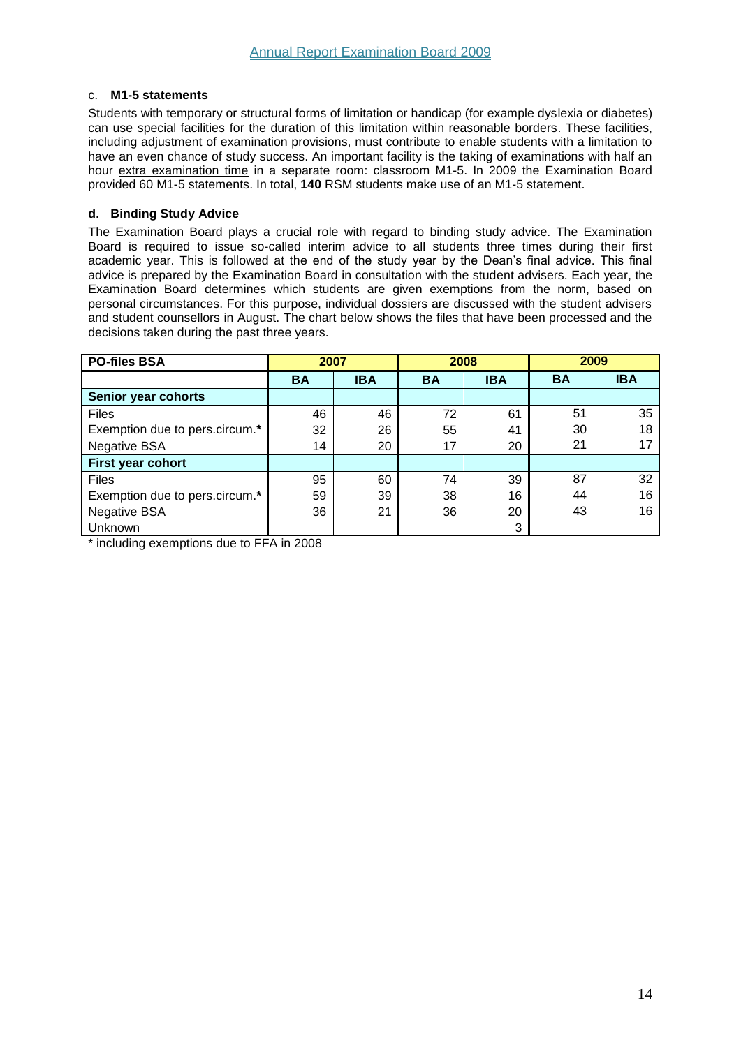### c. M1-5 statements

Students with temporary or structural forms of limitation or handicap (for example dyslexia or diabetes) can use special facilities for the duration of this limitation within reasonable borders. These facilities, including adjustment of examination provisions, must contribute to enable students with a limitation to have an even chance of study success. An important facility is the taking of examinations with half an hour extra examination time in a separate room: classroom M1-5. In 2009 the Examination Board provided 60 M1-5 statements. In total, **140** RSM students make use of an M1-5 statement.

### d. Binding Study Advice

The Examination Board plays a crucial role with regard to binding study advice. The Examination Board is required to issue so-called interim advice to all students three times during their first academic year. This is followed at the end of the study year by the Dean's final advice. This final advice is prepared by the Examination Board in consultation with the student advisers. Each year, the Examination Board determines which students are given exemptions from the norm, based on personal circumstances. For this purpose, individual dossiers are discussed with the student advisers and student counsellors in August. The chart below shows the files that have been processed and the decisions taken during the past three years.

| PO-files BSA | 2007 | | 2008 | | 2009 | |
|---|---|---|---|---|---|---|
| | BA | IBA | BA | IBA | BA | IBA |
| **Senior year cohorts** | | | | | | |
| Files | 46 | 46 | 72 | 61 | 51 | 35 |
| Exemption due to pers.circum.* | 32 | 26 | 55 | 41 | 30 | 18 |
| Negative BSA | 14 | 20 | 17 | 20 | 21 | 17 |
| **First year cohort** | | | | | | |
| Files | 95 | 60 | 74 | 39 | 87 | 32 |
| Exemption due to pers.circum.* | 59 | 39 | 38 | 16 | 44 | 16 |
| Negative BSA | 36 | 21 | 36 | 20 | 43 | 16 |
| Unknown | | | | 3 | | |

* including exemptions due to FFA in 2008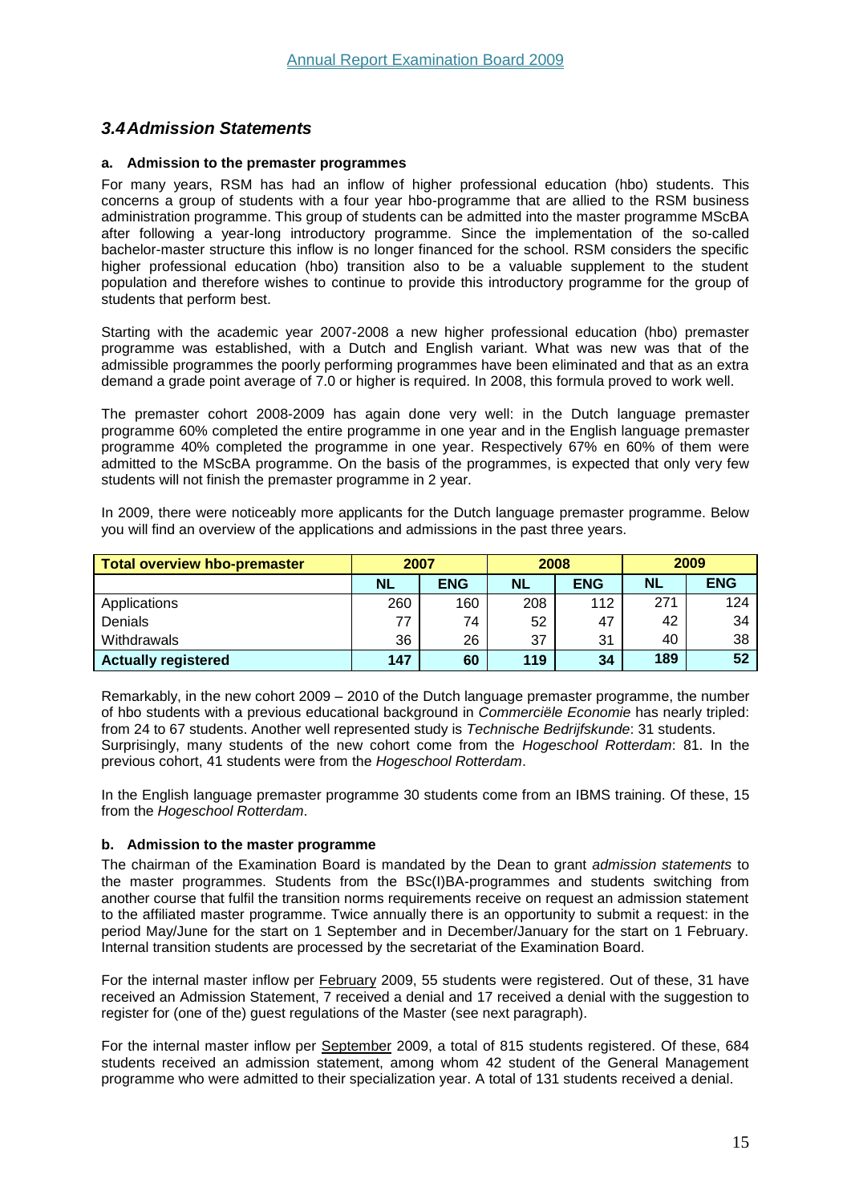### 3.4 Admission Statements

#### a. Admission to the premaster programmes

For many years, RSM has had an inflow of higher professional education (hbo) students. This concerns a group of students with a four year hbo-programme that are allied to the RSM business administration programme. This group of students can be admitted into the master programme MScBA after following a year-long introductory programme. Since the implementation of the so-called bachelor-master structure this inflow is no longer financed for the school. RSM considers the specific higher professional education (hbo) transition also to be a valuable supplement to the student population and therefore wishes to continue to provide this introductory programme for the group of students that perform best.

Starting with the academic year 2007-2008 a new higher professional education (hbo) premaster programme was established, with a Dutch and English variant. What was new was that of the admissible programmes the poorly performing programmes have been eliminated and that as an extra demand a grade point average of 7.0 or higher is required. In 2008, this formula proved to work well.

The premaster cohort 2008-2009 has again done very well: in the Dutch language premaster programme 60% completed the entire programme in one year and in the English language premaster programme 40% completed the programme in one year. Respectively 67% en 60% of them were admitted to the MScBA programme. On the basis of the programmes, is expected that only very few students will not finish the premaster programme in 2 year.

In 2009, there were noticeably more applicants for the Dutch language premaster programme. Below you will find an overview of the applications and admissions in the past three years.

| Total overview hbo-premaster | 2007 | | 2008 | | 2009 | |
|---|---|---|---|---|---|---|
| | NL | ENG | NL | ENG | NL | ENG |
| Applications | 260 | 160 | 208 | 112 | 271 | 124 |
| Denials | 77 | 74 | 52 | 47 | 42 | 34 |
| Withdrawals | 36 | 26 | 37 | 31 | 40 | 38 |
| **Actually registered** | **147** | **60** | **119** | **34** | **189** | **52** |

Remarkably, in the new cohort 2009 – 2010 of the Dutch language premaster programme, the number of hbo students with a previous educational background in *Commerciële Economie* has nearly tripled: from 24 to 67 students. Another well represented study is *Technische Bedrijfskunde*: 31 students. Surprisingly, many students of the new cohort come from the *Hogeschool Rotterdam*: 81. In the previous cohort, 41 students were from the *Hogeschool Rotterdam*.

In the English language premaster programme 30 students come from an IBMS training. Of these, 15 from the *Hogeschool Rotterdam*.

#### b. Admission to the master programme

The chairman of the Examination Board is mandated by the Dean to grant *admission statements* to the master programmes. Students from the BSc(I)BA-programmes and students switching from another course that fulfil the transition norms requirements receive on request an admission statement to the affiliated master programme. Twice annually there is an opportunity to submit a request: in the period May/June for the start on 1 September and in December/January for the start on 1 February. Internal transition students are processed by the secretariat of the Examination Board.

For the internal master inflow per February 2009, 55 students were registered. Out of these, 31 have received an Admission Statement, 7 received a denial and 17 received a denial with the suggestion to register for (one of the) guest regulations of the Master (see next paragraph).

For the internal master inflow per September 2009, a total of 815 students registered. Of these, 684 students received an admission statement, among whom 42 student of the General Management programme who were admitted to their specialization year. A total of 131 students received a denial.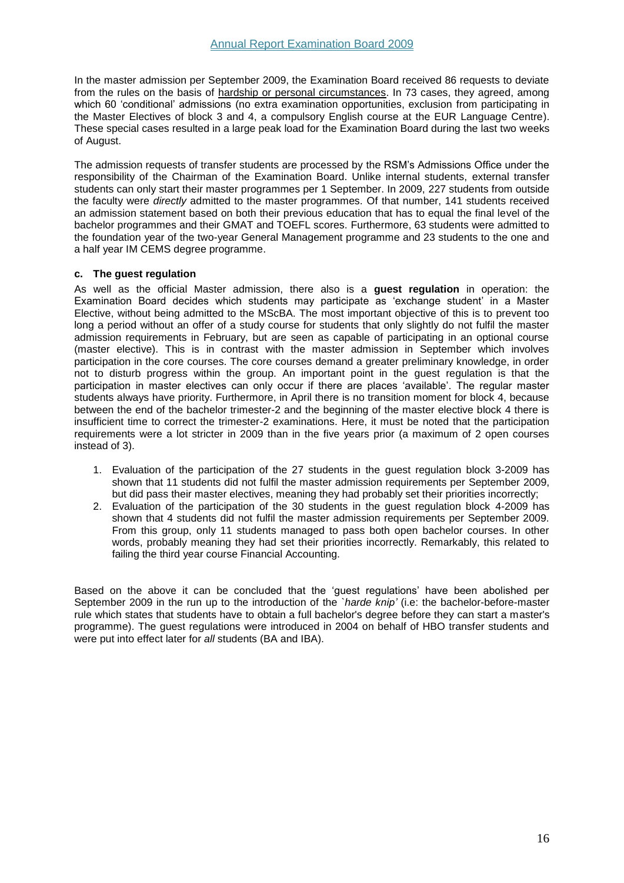In the master admission per September 2009, the Examination Board received 86 requests to deviate from the rules on the basis of hardship or personal circumstances. In 73 cases, they agreed, among which 60 'conditional' admissions (no extra examination opportunities, exclusion from participating in the Master Electives of block 3 and 4, a compulsory English course at the EUR Language Centre). These special cases resulted in a large peak load for the Examination Board during the last two weeks of August.

The admission requests of transfer students are processed by the RSM's Admissions Office under the responsibility of the Chairman of the Examination Board. Unlike internal students, external transfer students can only start their master programmes per 1 September. In 2009, 227 students from outside the faculty were *directly* admitted to the master programmes. Of that number, 141 students received an admission statement based on both their previous education that has to equal the final level of the bachelor programmes and their GMAT and TOEFL scores. Furthermore, 63 students were admitted to the foundation year of the two-year General Management programme and 23 students to the one and a half year IM CEMS degree programme.

#### c. The guest regulation

As well as the official Master admission, there also is a **guest regulation** in operation: the Examination Board decides which students may participate as 'exchange student' in a Master Elective, without being admitted to the MScBA. The most important objective of this is to prevent too long a period without an offer of a study course for students that only slightly do not fulfil the master admission requirements in February, but are seen as capable of participating in an optional course (master elective). This is in contrast with the master admission in September which involves participation in the core courses. The core courses demand a greater preliminary knowledge, in order not to disturb progress within the group. An important point in the guest regulation is that the participation in master electives can only occur if there are places 'available'. The regular master students always have priority. Furthermore, in April there is no transition moment for block 4, because between the end of the bachelor trimester-2 and the beginning of the master elective block 4 there is insufficient time to correct the trimester-2 examinations. Here, it must be noted that the participation requirements were a lot stricter in 2009 than in the five years prior (a maximum of 2 open courses instead of 3).

1. Evaluation of the participation of the 27 students in the guest regulation block 3-2009 has shown that 11 students did not fulfil the master admission requirements per September 2009, but did pass their master electives, meaning they had probably set their priorities incorrectly;
2. Evaluation of the participation of the 30 students in the guest regulation block 4-2009 has shown that 4 students did not fulfil the master admission requirements per September 2009. From this group, only 11 students managed to pass both open bachelor courses. In other words, probably meaning they had set their priorities incorrectly. Remarkably, this related to failing the third year course Financial Accounting.

Based on the above it can be concluded that the 'guest regulations' have been abolished per September 2009 in the run up to the introduction of the `*harde knip'* (i.e: the bachelor-before-master rule which states that students have to obtain a full bachelor's degree before they can start a master's programme). The guest regulations were introduced in 2004 on behalf of HBO transfer students and were put into effect later for *all* students (BA and IBA).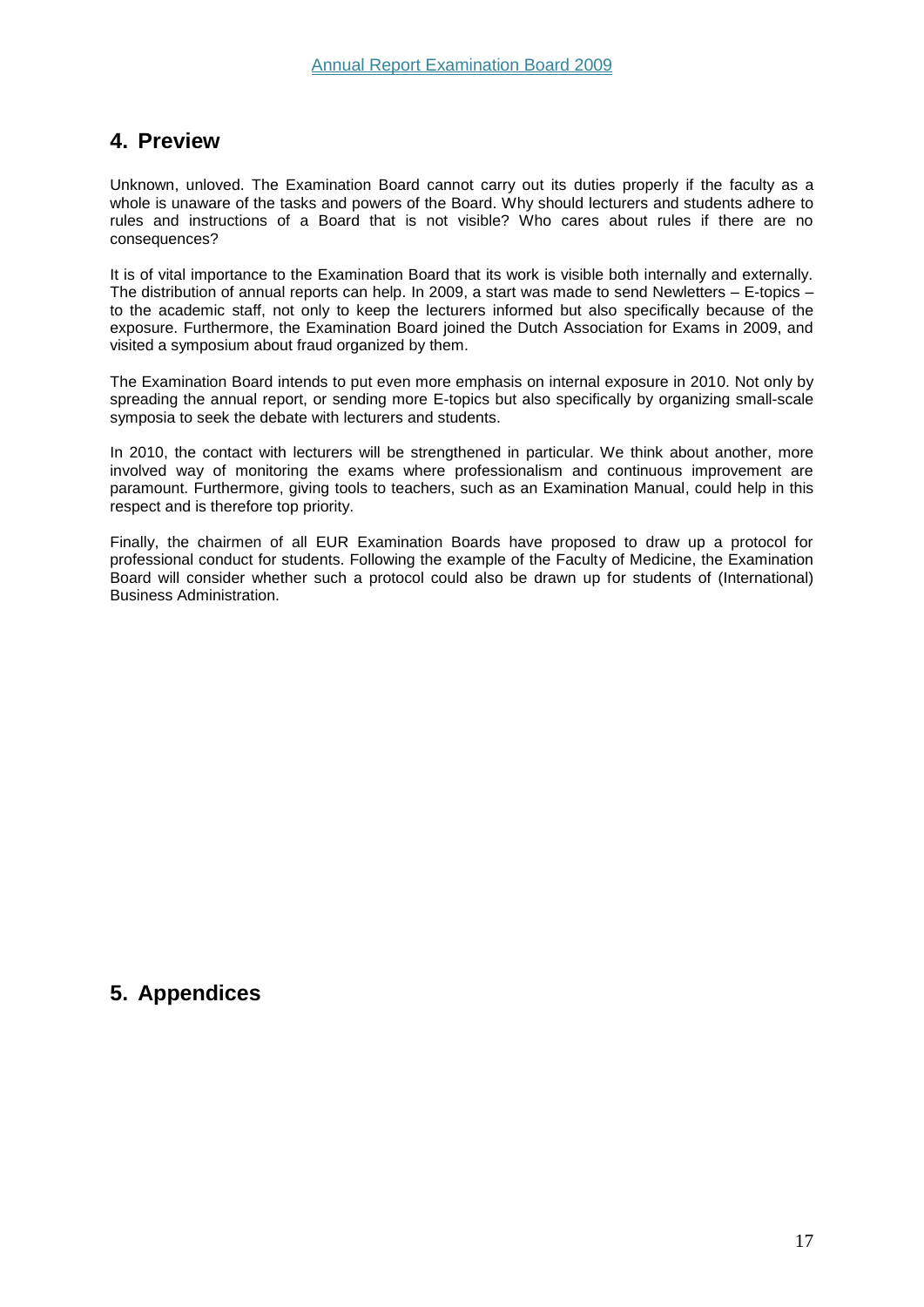## 4. Preview

Unknown, unloved. The Examination Board cannot carry out its duties properly if the faculty as a whole is unaware of the tasks and powers of the Board. Why should lecturers and students adhere to rules and instructions of a Board that is not visible? Who cares about rules if there are no consequences?

It is of vital importance to the Examination Board that its work is visible both internally and externally. The distribution of annual reports can help. In 2009, a start was made to send Newletters – E-topics – to the academic staff, not only to keep the lecturers informed but also specifically because of the exposure. Furthermore, the Examination Board joined the Dutch Association for Exams in 2009, and visited a symposium about fraud organized by them.

The Examination Board intends to put even more emphasis on internal exposure in 2010. Not only by spreading the annual report, or sending more E-topics but also specifically by organizing small-scale symposia to seek the debate with lecturers and students.

In 2010, the contact with lecturers will be strengthened in particular. We think about another, more involved way of monitoring the exams where professionalism and continuous improvement are paramount. Furthermore, giving tools to teachers, such as an Examination Manual, could help in this respect and is therefore top priority.

Finally, the chairmen of all EUR Examination Boards have proposed to draw up a protocol for professional conduct for students. Following the example of the Faculty of Medicine, the Examination Board will consider whether such a protocol could also be drawn up for students of (International) Business Administration.

## 5. Appendices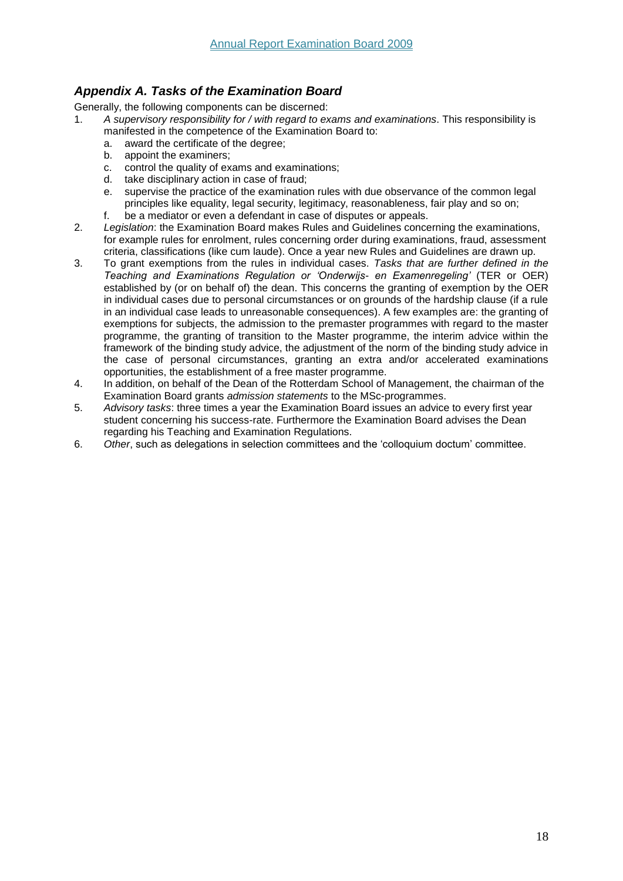## *Appendix A. Tasks of the Examination Board*

Generally, the following components can be discerned:

1. *A supervisory responsibility for / with regard to exams and examinations*. This responsibility is manifested in the competence of the Examination Board to:
   a. award the certificate of the degree;
   b. appoint the examiners;
   c. control the quality of exams and examinations;
   d. take disciplinary action in case of fraud;
   e. supervise the practice of the examination rules with due observance of the common legal principles like equality, legal security, legitimacy, reasonableness, fair play and so on;
   f. be a mediator or even a defendant in case of disputes or appeals.
2. *Legislation*: the Examination Board makes Rules and Guidelines concerning the examinations, for example rules for enrolment, rules concerning order during examinations, fraud, assessment criteria, classifications (like cum laude). Once a year new Rules and Guidelines are drawn up.
3. To grant exemptions from the rules in individual cases. *Tasks that are further defined in the Teaching and Examinations Regulation or 'Onderwijs- en Examenregeling'* (TER or OER) established by (or on behalf of) the dean. This concerns the granting of exemption by the OER in individual cases due to personal circumstances or on grounds of the hardship clause (if a rule in an individual case leads to unreasonable consequences). A few examples are: the granting of exemptions for subjects, the admission to the premaster programmes with regard to the master programme, the granting of transition to the Master programme, the interim advice within the framework of the binding study advice, the adjustment of the norm of the binding study advice in the case of personal circumstances, granting an extra and/or accelerated examinations opportunities, the establishment of a free master programme.
4. In addition, on behalf of the Dean of the Rotterdam School of Management, the chairman of the Examination Board grants *admission statements* to the MSc-programmes.
5. *Advisory tasks*: three times a year the Examination Board issues an advice to every first year student concerning his success-rate. Furthermore the Examination Board advises the Dean regarding his Teaching and Examination Regulations.
6. *Other*, such as delegations in selection committees and the 'colloquium doctum' committee.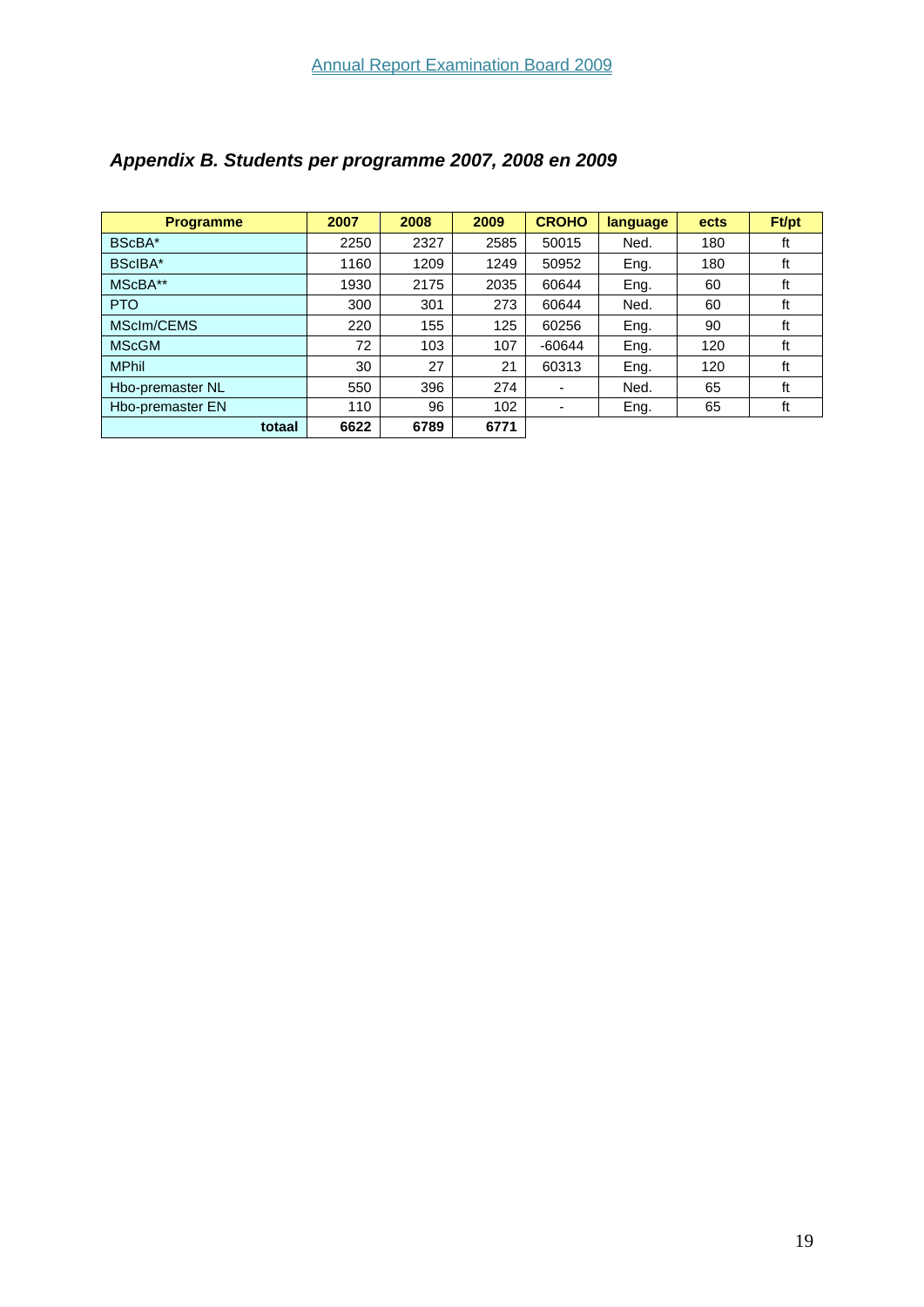## *Appendix B. Students per programme 2007, 2008 en 2009*

| Programme | 2007 | 2008 | 2009 | CROHO | language | ects | Ft/pt |
|---|---|---|---|---|---|---|---|
| BScBA* | 2250 | 2327 | 2585 | 50015 | Ned. | 180 | ft |
| BScIBA* | 1160 | 1209 | 1249 | 50952 | Eng. | 180 | ft |
| MScBA** | 1930 | 2175 | 2035 | 60644 | Eng. | 60 | ft |
| PTO | 300 | 301 | 273 | 60644 | Ned. | 60 | ft |
| MScIm/CEMS | 220 | 155 | 125 | 60256 | Eng. | 90 | ft |
| MScGM | 72 | 103 | 107 | -60644 | Eng. | 120 | ft |
| MPhil | 30 | 27 | 21 | 60313 | Eng. | 120 | ft |
| Hbo-premaster NL | 550 | 396 | 274 | - | Ned. | 65 | ft |
| Hbo-premaster EN | 110 | 96 | 102 | - | Eng. | 65 | ft |
| **totaal** | **6622** | **6789** | **6771** | | | | |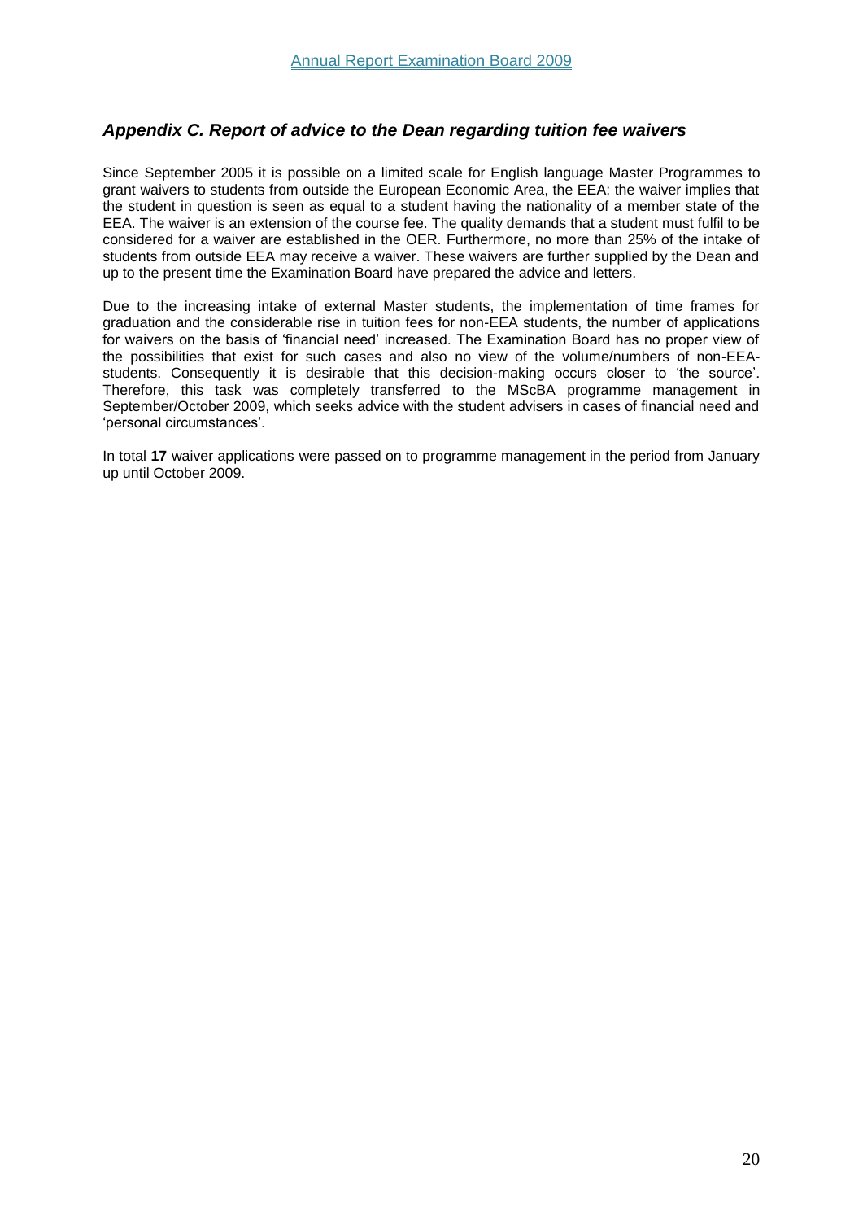## *Appendix C. Report of advice to the Dean regarding tuition fee waivers*

Since September 2005 it is possible on a limited scale for English language Master Programmes to grant waivers to students from outside the European Economic Area, the EEA: the waiver implies that the student in question is seen as equal to a student having the nationality of a member state of the EEA. The waiver is an extension of the course fee. The quality demands that a student must fulfil to be considered for a waiver are established in the OER. Furthermore, no more than 25% of the intake of students from outside EEA may receive a waiver. These waivers are further supplied by the Dean and up to the present time the Examination Board have prepared the advice and letters.

Due to the increasing intake of external Master students, the implementation of time frames for graduation and the considerable rise in tuition fees for non-EEA students, the number of applications for waivers on the basis of 'financial need' increased. The Examination Board has no proper view of the possibilities that exist for such cases and also no view of the volume/numbers of non-EEA-students. Consequently it is desirable that this decision-making occurs closer to 'the source'. Therefore, this task was completely transferred to the MScBA programme management in September/October 2009, which seeks advice with the student advisers in cases of financial need and 'personal circumstances'.

In total **17** waiver applications were passed on to programme management in the period from January up until October 2009.